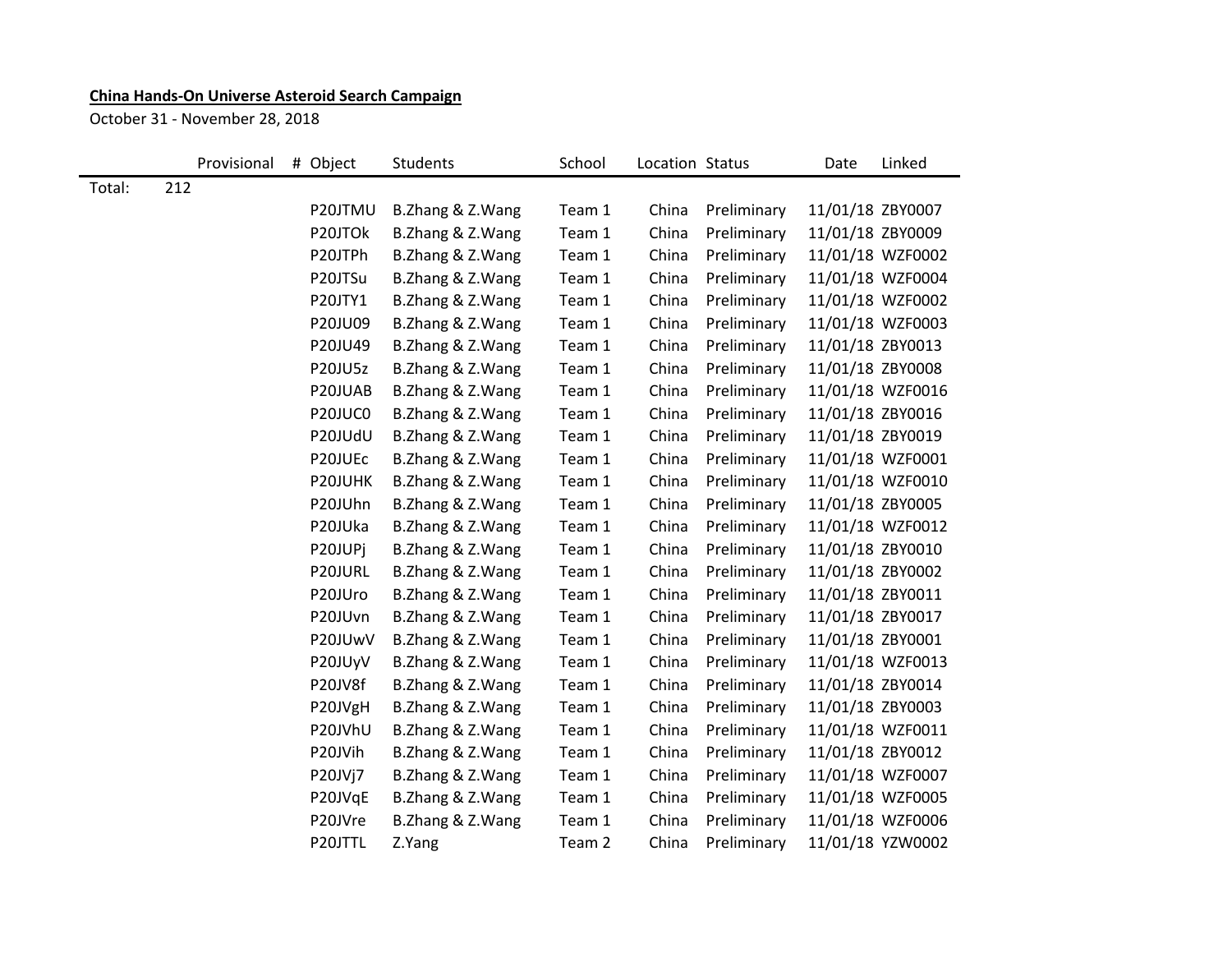**China Hands-On Universe Asteroid Search Campaign**

October 31 - November 28, 2018

| | | Provisional | # | Object | Students | School | Location | Status | Date | Linked |
|---|---|---|---|---|---|---|---|---|---|---|
| Total: | 212 | | | | | | | | | |
| | | | | P20JTMU | B.Zhang & Z.Wang | Team 1 | China | Preliminary | 11/01/18 | ZBY0007 |
| | | | | P20JTOk | B.Zhang & Z.Wang | Team 1 | China | Preliminary | 11/01/18 | ZBY0009 |
| | | | | P20JTPh | B.Zhang & Z.Wang | Team 1 | China | Preliminary | 11/01/18 | WZF0002 |
| | | | | P20JTSu | B.Zhang & Z.Wang | Team 1 | China | Preliminary | 11/01/18 | WZF0004 |
| | | | | P20JTY1 | B.Zhang & Z.Wang | Team 1 | China | Preliminary | 11/01/18 | WZF0002 |
| | | | | P20JU09 | B.Zhang & Z.Wang | Team 1 | China | Preliminary | 11/01/18 | WZF0003 |
| | | | | P20JU49 | B.Zhang & Z.Wang | Team 1 | China | Preliminary | 11/01/18 | ZBY0013 |
| | | | | P20JU5z | B.Zhang & Z.Wang | Team 1 | China | Preliminary | 11/01/18 | ZBY0008 |
| | | | | P20JUAB | B.Zhang & Z.Wang | Team 1 | China | Preliminary | 11/01/18 | WZF0016 |
| | | | | P20JUC0 | B.Zhang & Z.Wang | Team 1 | China | Preliminary | 11/01/18 | ZBY0016 |
| | | | | P20JUdU | B.Zhang & Z.Wang | Team 1 | China | Preliminary | 11/01/18 | ZBY0019 |
| | | | | P20JUEc | B.Zhang & Z.Wang | Team 1 | China | Preliminary | 11/01/18 | WZF0001 |
| | | | | P20JUHK | B.Zhang & Z.Wang | Team 1 | China | Preliminary | 11/01/18 | WZF0010 |
| | | | | P20JUhn | B.Zhang & Z.Wang | Team 1 | China | Preliminary | 11/01/18 | ZBY0005 |
| | | | | P20JUka | B.Zhang & Z.Wang | Team 1 | China | Preliminary | 11/01/18 | WZF0012 |
| | | | | P20JUPj | B.Zhang & Z.Wang | Team 1 | China | Preliminary | 11/01/18 | ZBY0010 |
| | | | | P20JURL | B.Zhang & Z.Wang | Team 1 | China | Preliminary | 11/01/18 | ZBY0002 |
| | | | | P20JUro | B.Zhang & Z.Wang | Team 1 | China | Preliminary | 11/01/18 | ZBY0011 |
| | | | | P20JUvn | B.Zhang & Z.Wang | Team 1 | China | Preliminary | 11/01/18 | ZBY0017 |
| | | | | P20JUwV | B.Zhang & Z.Wang | Team 1 | China | Preliminary | 11/01/18 | ZBY0001 |
| | | | | P20JUyV | B.Zhang & Z.Wang | Team 1 | China | Preliminary | 11/01/18 | WZF0013 |
| | | | | P20JV8f | B.Zhang & Z.Wang | Team 1 | China | Preliminary | 11/01/18 | ZBY0014 |
| | | | | P20JVgH | B.Zhang & Z.Wang | Team 1 | China | Preliminary | 11/01/18 | ZBY0003 |
| | | | | P20JVhU | B.Zhang & Z.Wang | Team 1 | China | Preliminary | 11/01/18 | WZF0011 |
| | | | | P20JVih | B.Zhang & Z.Wang | Team 1 | China | Preliminary | 11/01/18 | ZBY0012 |
| | | | | P20JVj7 | B.Zhang & Z.Wang | Team 1 | China | Preliminary | 11/01/18 | WZF0007 |
| | | | | P20JVqE | B.Zhang & Z.Wang | Team 1 | China | Preliminary | 11/01/18 | WZF0005 |
| | | | | P20JVre | B.Zhang & Z.Wang | Team 1 | China | Preliminary | 11/01/18 | WZF0006 |
| | | | | P20JTTL | Z.Yang | Team 2 | China | Preliminary | 11/01/18 | YZW0002 |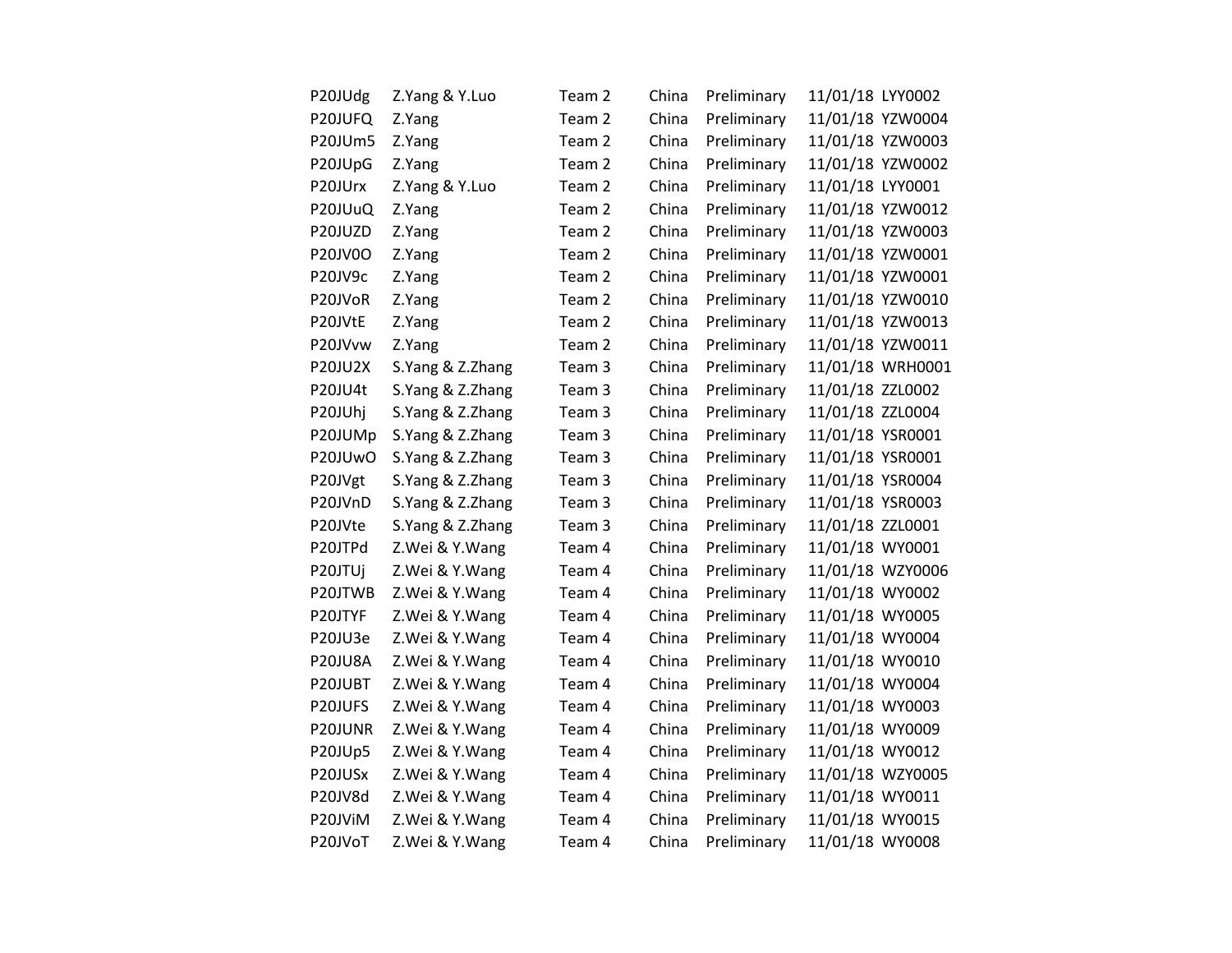| | | | | | | |
|---|---|---|---|---|---|---|
| P20JUdg | Z.Yang & Y.Luo | Team 2 | China | Preliminary | 11/01/18 | LYY0002 |
| P20JUFQ | Z.Yang | Team 2 | China | Preliminary | 11/01/18 | YZW0004 |
| P20JUm5 | Z.Yang | Team 2 | China | Preliminary | 11/01/18 | YZW0003 |
| P20JUpG | Z.Yang | Team 2 | China | Preliminary | 11/01/18 | YZW0002 |
| P20JUrx | Z.Yang & Y.Luo | Team 2 | China | Preliminary | 11/01/18 | LYY0001 |
| P20JUuQ | Z.Yang | Team 2 | China | Preliminary | 11/01/18 | YZW0012 |
| P20JUZD | Z.Yang | Team 2 | China | Preliminary | 11/01/18 | YZW0003 |
| P20JV0O | Z.Yang | Team 2 | China | Preliminary | 11/01/18 | YZW0001 |
| P20JV9c | Z.Yang | Team 2 | China | Preliminary | 11/01/18 | YZW0001 |
| P20JVoR | Z.Yang | Team 2 | China | Preliminary | 11/01/18 | YZW0010 |
| P20JVtE | Z.Yang | Team 2 | China | Preliminary | 11/01/18 | YZW0013 |
| P20JVvw | Z.Yang | Team 2 | China | Preliminary | 11/01/18 | YZW0011 |
| P20JU2X | S.Yang & Z.Zhang | Team 3 | China | Preliminary | 11/01/18 | WRH0001 |
| P20JU4t | S.Yang & Z.Zhang | Team 3 | China | Preliminary | 11/01/18 | ZZL0002 |
| P20JUhj | S.Yang & Z.Zhang | Team 3 | China | Preliminary | 11/01/18 | ZZL0004 |
| P20JUMp | S.Yang & Z.Zhang | Team 3 | China | Preliminary | 11/01/18 | YSR0001 |
| P20JUwO | S.Yang & Z.Zhang | Team 3 | China | Preliminary | 11/01/18 | YSR0001 |
| P20JVgt | S.Yang & Z.Zhang | Team 3 | China | Preliminary | 11/01/18 | YSR0004 |
| P20JVnD | S.Yang & Z.Zhang | Team 3 | China | Preliminary | 11/01/18 | YSR0003 |
| P20JVte | S.Yang & Z.Zhang | Team 3 | China | Preliminary | 11/01/18 | ZZL0001 |
| P20JTPd | Z.Wei & Y.Wang | Team 4 | China | Preliminary | 11/01/18 | WY0001 |
| P20JTUj | Z.Wei & Y.Wang | Team 4 | China | Preliminary | 11/01/18 | WZY0006 |
| P20JTWB | Z.Wei & Y.Wang | Team 4 | China | Preliminary | 11/01/18 | WY0002 |
| P20JTYF | Z.Wei & Y.Wang | Team 4 | China | Preliminary | 11/01/18 | WY0005 |
| P20JU3e | Z.Wei & Y.Wang | Team 4 | China | Preliminary | 11/01/18 | WY0004 |
| P20JU8A | Z.Wei & Y.Wang | Team 4 | China | Preliminary | 11/01/18 | WY0010 |
| P20JUBT | Z.Wei & Y.Wang | Team 4 | China | Preliminary | 11/01/18 | WY0004 |
| P20JUFS | Z.Wei & Y.Wang | Team 4 | China | Preliminary | 11/01/18 | WY0003 |
| P20JUNR | Z.Wei & Y.Wang | Team 4 | China | Preliminary | 11/01/18 | WY0009 |
| P20JUp5 | Z.Wei & Y.Wang | Team 4 | China | Preliminary | 11/01/18 | WY0012 |
| P20JUSx | Z.Wei & Y.Wang | Team 4 | China | Preliminary | 11/01/18 | WZY0005 |
| P20JV8d | Z.Wei & Y.Wang | Team 4 | China | Preliminary | 11/01/18 | WY0011 |
| P20JViM | Z.Wei & Y.Wang | Team 4 | China | Preliminary | 11/01/18 | WY0015 |
| P20JVoT | Z.Wei & Y.Wang | Team 4 | China | Preliminary | 11/01/18 | WY0008 |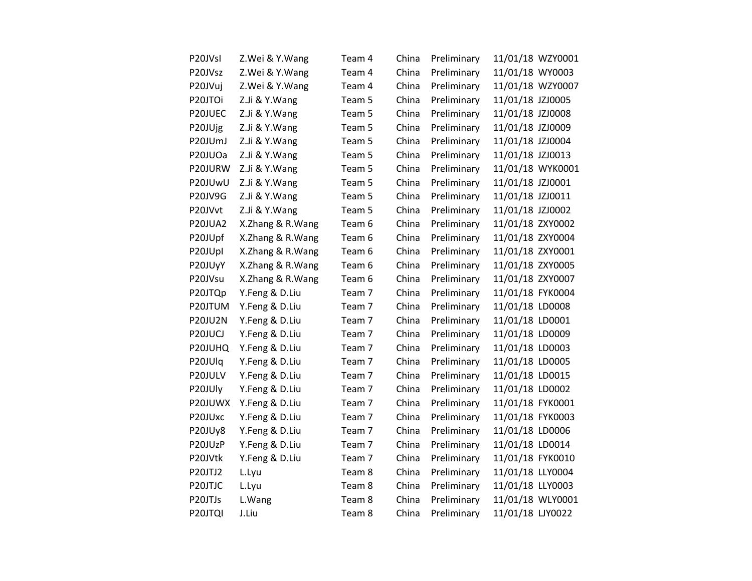| | | | | | | |
|---|---|---|---|---|---|---|
| P20JVsI | Z.Wei & Y.Wang | Team 4 | China | Preliminary | 11/01/18 | WZY0001 |
| P20JVsz | Z.Wei & Y.Wang | Team 4 | China | Preliminary | 11/01/18 | WY0003 |
| P20JVuj | Z.Wei & Y.Wang | Team 4 | China | Preliminary | 11/01/18 | WZY0007 |
| P20JTOi | Z.Ji & Y.Wang | Team 5 | China | Preliminary | 11/01/18 | JZJ0005 |
| P20JUEC | Z.Ji & Y.Wang | Team 5 | China | Preliminary | 11/01/18 | JZJ0008 |
| P20JUjg | Z.Ji & Y.Wang | Team 5 | China | Preliminary | 11/01/18 | JZJ0009 |
| P20JUmJ | Z.Ji & Y.Wang | Team 5 | China | Preliminary | 11/01/18 | JZJ0004 |
| P20JUOa | Z.Ji & Y.Wang | Team 5 | China | Preliminary | 11/01/18 | JZJ0013 |
| P20JURW | Z.Ji & Y.Wang | Team 5 | China | Preliminary | 11/01/18 | WYK0001 |
| P20JUwU | Z.Ji & Y.Wang | Team 5 | China | Preliminary | 11/01/18 | JZJ0001 |
| P20JV9G | Z.Ji & Y.Wang | Team 5 | China | Preliminary | 11/01/18 | JZJ0011 |
| P20JVvt | Z.Ji & Y.Wang | Team 5 | China | Preliminary | 11/01/18 | JZJ0002 |
| P20JUA2 | X.Zhang & R.Wang | Team 6 | China | Preliminary | 11/01/18 | ZXY0002 |
| P20JUpf | X.Zhang & R.Wang | Team 6 | China | Preliminary | 11/01/18 | ZXY0004 |
| P20JUpl | X.Zhang & R.Wang | Team 6 | China | Preliminary | 11/01/18 | ZXY0001 |
| P20JUyY | X.Zhang & R.Wang | Team 6 | China | Preliminary | 11/01/18 | ZXY0005 |
| P20JVsu | X.Zhang & R.Wang | Team 6 | China | Preliminary | 11/01/18 | ZXY0007 |
| P20JTQp | Y.Feng & D.Liu | Team 7 | China | Preliminary | 11/01/18 | FYK0004 |
| P20JTUM | Y.Feng & D.Liu | Team 7 | China | Preliminary | 11/01/18 | LD0008 |
| P20JU2N | Y.Feng & D.Liu | Team 7 | China | Preliminary | 11/01/18 | LD0001 |
| P20JUCJ | Y.Feng & D.Liu | Team 7 | China | Preliminary | 11/01/18 | LD0009 |
| P20JUHQ | Y.Feng & D.Liu | Team 7 | China | Preliminary | 11/01/18 | LD0003 |
| P20JUlq | Y.Feng & D.Liu | Team 7 | China | Preliminary | 11/01/18 | LD0005 |
| P20JULV | Y.Feng & D.Liu | Team 7 | China | Preliminary | 11/01/18 | LD0015 |
| P20JUly | Y.Feng & D.Liu | Team 7 | China | Preliminary | 11/01/18 | LD0002 |
| P20JUWX | Y.Feng & D.Liu | Team 7 | China | Preliminary | 11/01/18 | FYK0001 |
| P20JUxc | Y.Feng & D.Liu | Team 7 | China | Preliminary | 11/01/18 | FYK0003 |
| P20JUy8 | Y.Feng & D.Liu | Team 7 | China | Preliminary | 11/01/18 | LD0006 |
| P20JUzP | Y.Feng & D.Liu | Team 7 | China | Preliminary | 11/01/18 | LD0014 |
| P20JVtk | Y.Feng & D.Liu | Team 7 | China | Preliminary | 11/01/18 | FYK0010 |
| P20JTJ2 | L.Lyu | Team 8 | China | Preliminary | 11/01/18 | LLY0004 |
| P20JTJC | L.Lyu | Team 8 | China | Preliminary | 11/01/18 | LLY0003 |
| P20JTJs | L.Wang | Team 8 | China | Preliminary | 11/01/18 | WLY0001 |
| P20JTQI | J.Liu | Team 8 | China | Preliminary | 11/01/18 | LJY0022 |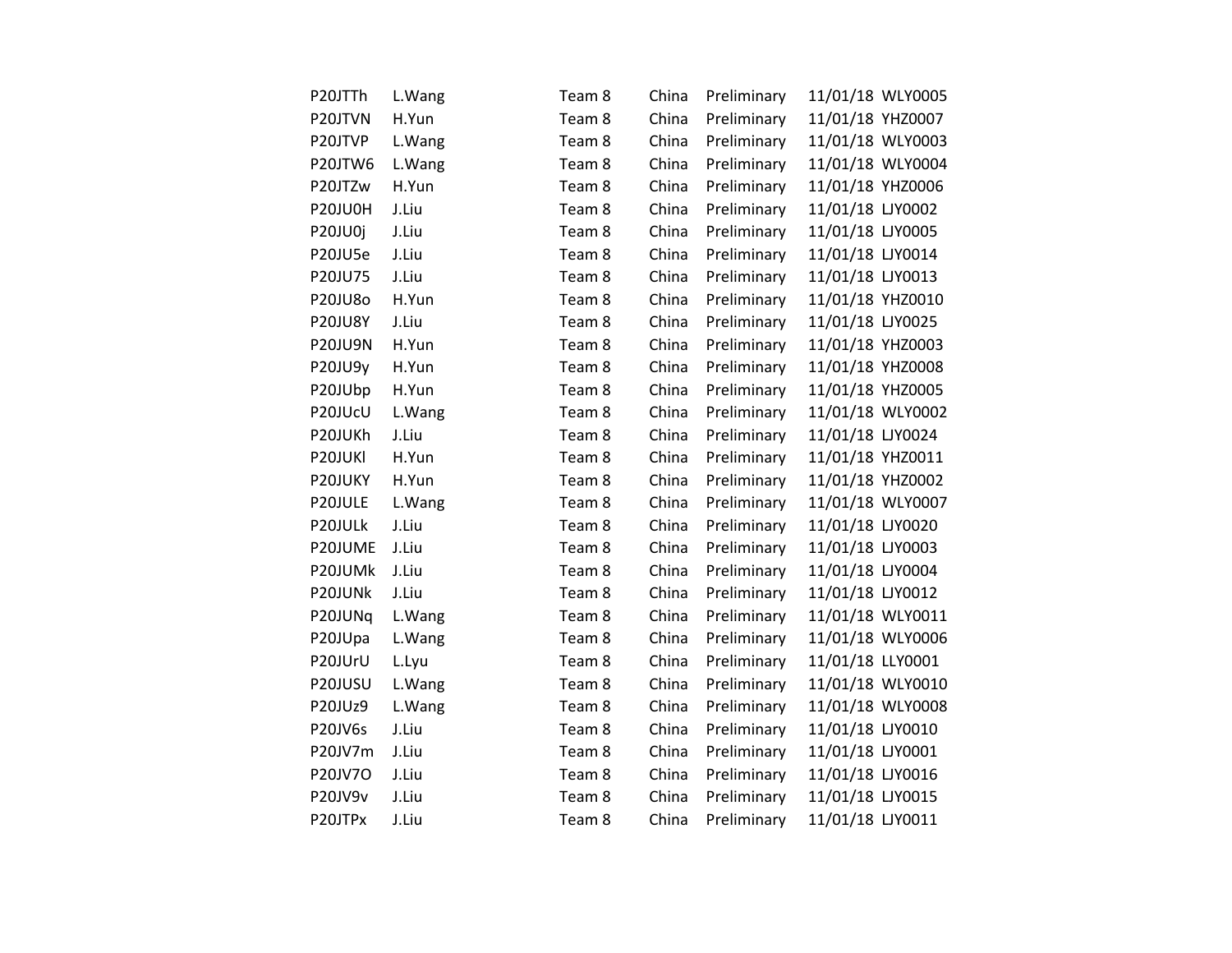| | | | | | | |
|---|---|---|---|---|---|---|
| P20JTTh | L.Wang | Team 8 | China | Preliminary | 11/01/18 | WLY0005 |
| P20JTVN | H.Yun | Team 8 | China | Preliminary | 11/01/18 | YHZ0007 |
| P20JTVP | L.Wang | Team 8 | China | Preliminary | 11/01/18 | WLY0003 |
| P20JTW6 | L.Wang | Team 8 | China | Preliminary | 11/01/18 | WLY0004 |
| P20JTZw | H.Yun | Team 8 | China | Preliminary | 11/01/18 | YHZ0006 |
| P20JU0H | J.Liu | Team 8 | China | Preliminary | 11/01/18 | LJY0002 |
| P20JU0j | J.Liu | Team 8 | China | Preliminary | 11/01/18 | LJY0005 |
| P20JU5e | J.Liu | Team 8 | China | Preliminary | 11/01/18 | LJY0014 |
| P20JU75 | J.Liu | Team 8 | China | Preliminary | 11/01/18 | LJY0013 |
| P20JU8o | H.Yun | Team 8 | China | Preliminary | 11/01/18 | YHZ0010 |
| P20JU8Y | J.Liu | Team 8 | China | Preliminary | 11/01/18 | LJY0025 |
| P20JU9N | H.Yun | Team 8 | China | Preliminary | 11/01/18 | YHZ0003 |
| P20JU9y | H.Yun | Team 8 | China | Preliminary | 11/01/18 | YHZ0008 |
| P20JUbp | H.Yun | Team 8 | China | Preliminary | 11/01/18 | YHZ0005 |
| P20JUcU | L.Wang | Team 8 | China | Preliminary | 11/01/18 | WLY0002 |
| P20JUKh | J.Liu | Team 8 | China | Preliminary | 11/01/18 | LJY0024 |
| P20JUKl | H.Yun | Team 8 | China | Preliminary | 11/01/18 | YHZ0011 |
| P20JUKY | H.Yun | Team 8 | China | Preliminary | 11/01/18 | YHZ0002 |
| P20JULE | L.Wang | Team 8 | China | Preliminary | 11/01/18 | WLY0007 |
| P20JULk | J.Liu | Team 8 | China | Preliminary | 11/01/18 | LJY0020 |
| P20JUME | J.Liu | Team 8 | China | Preliminary | 11/01/18 | LJY0003 |
| P20JUMk | J.Liu | Team 8 | China | Preliminary | 11/01/18 | LJY0004 |
| P20JUNk | J.Liu | Team 8 | China | Preliminary | 11/01/18 | LJY0012 |
| P20JUNq | L.Wang | Team 8 | China | Preliminary | 11/01/18 | WLY0011 |
| P20JUpa | L.Wang | Team 8 | China | Preliminary | 11/01/18 | WLY0006 |
| P20JUrU | L.Lyu | Team 8 | China | Preliminary | 11/01/18 | LLY0001 |
| P20JUSU | L.Wang | Team 8 | China | Preliminary | 11/01/18 | WLY0010 |
| P20JUz9 | L.Wang | Team 8 | China | Preliminary | 11/01/18 | WLY0008 |
| P20JV6s | J.Liu | Team 8 | China | Preliminary | 11/01/18 | LJY0010 |
| P20JV7m | J.Liu | Team 8 | China | Preliminary | 11/01/18 | LJY0001 |
| P20JV7O | J.Liu | Team 8 | China | Preliminary | 11/01/18 | LJY0016 |
| P20JV9v | J.Liu | Team 8 | China | Preliminary | 11/01/18 | LJY0015 |
| P20JTPx | J.Liu | Team 8 | China | Preliminary | 11/01/18 | LJY0011 |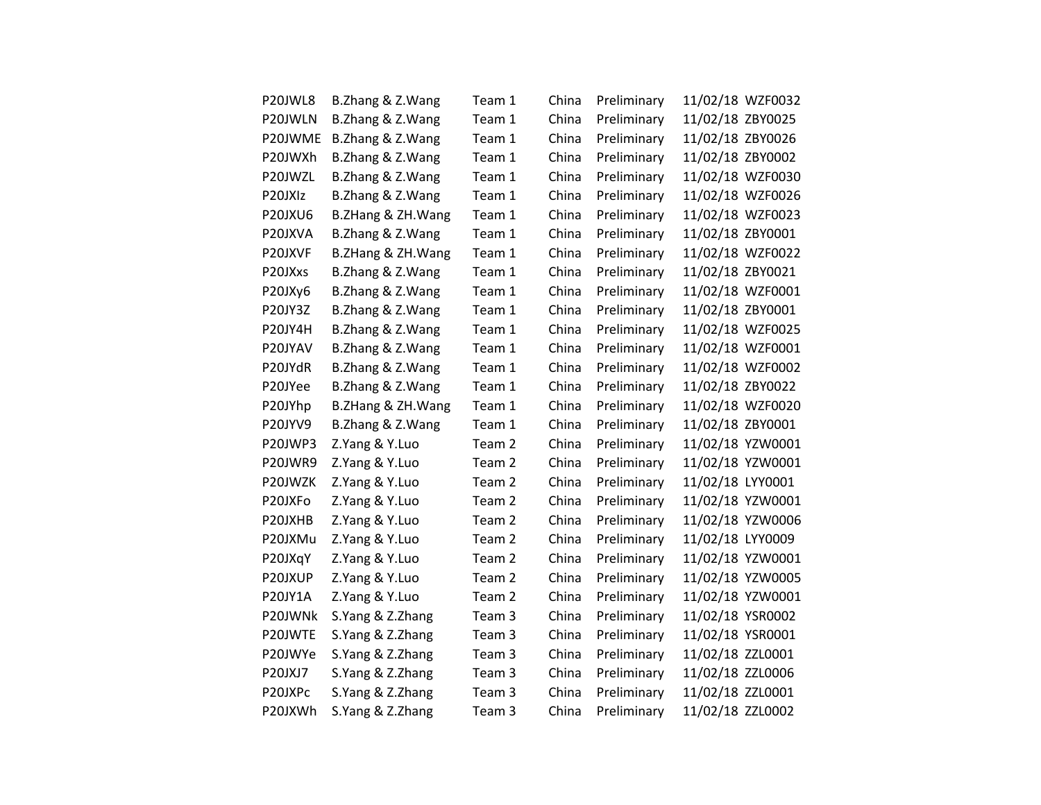| | | | | | | |
|---|---|---|---|---|---|---|
| P20JWL8 | B.Zhang & Z.Wang | Team 1 | China | Preliminary | 11/02/18 | WZF0032 |
| P20JWLN | B.Zhang & Z.Wang | Team 1 | China | Preliminary | 11/02/18 | ZBY0025 |
| P20JWME | B.Zhang & Z.Wang | Team 1 | China | Preliminary | 11/02/18 | ZBY0026 |
| P20JWXh | B.Zhang & Z.Wang | Team 1 | China | Preliminary | 11/02/18 | ZBY0002 |
| P20JWZL | B.Zhang & Z.Wang | Team 1 | China | Preliminary | 11/02/18 | WZF0030 |
| P20JXIz | B.Zhang & Z.Wang | Team 1 | China | Preliminary | 11/02/18 | WZF0026 |
| P20JXU6 | B.ZHang & ZH.Wang | Team 1 | China | Preliminary | 11/02/18 | WZF0023 |
| P20JXVA | B.Zhang & Z.Wang | Team 1 | China | Preliminary | 11/02/18 | ZBY0001 |
| P20JXVF | B.ZHang & ZH.Wang | Team 1 | China | Preliminary | 11/02/18 | WZF0022 |
| P20JXxs | B.Zhang & Z.Wang | Team 1 | China | Preliminary | 11/02/18 | ZBY0021 |
| P20JXy6 | B.Zhang & Z.Wang | Team 1 | China | Preliminary | 11/02/18 | WZF0001 |
| P20JY3Z | B.Zhang & Z.Wang | Team 1 | China | Preliminary | 11/02/18 | ZBY0001 |
| P20JY4H | B.Zhang & Z.Wang | Team 1 | China | Preliminary | 11/02/18 | WZF0025 |
| P20JYAV | B.Zhang & Z.Wang | Team 1 | China | Preliminary | 11/02/18 | WZF0001 |
| P20JYdR | B.Zhang & Z.Wang | Team 1 | China | Preliminary | 11/02/18 | WZF0002 |
| P20JYee | B.Zhang & Z.Wang | Team 1 | China | Preliminary | 11/02/18 | ZBY0022 |
| P20JYhp | B.ZHang & ZH.Wang | Team 1 | China | Preliminary | 11/02/18 | WZF0020 |
| P20JYV9 | B.Zhang & Z.Wang | Team 1 | China | Preliminary | 11/02/18 | ZBY0001 |
| P20JWP3 | Z.Yang & Y.Luo | Team 2 | China | Preliminary | 11/02/18 | YZW0001 |
| P20JWR9 | Z.Yang & Y.Luo | Team 2 | China | Preliminary | 11/02/18 | YZW0001 |
| P20JWZK | Z.Yang & Y.Luo | Team 2 | China | Preliminary | 11/02/18 | LYY0001 |
| P20JXFo | Z.Yang & Y.Luo | Team 2 | China | Preliminary | 11/02/18 | YZW0001 |
| P20JXHB | Z.Yang & Y.Luo | Team 2 | China | Preliminary | 11/02/18 | YZW0006 |
| P20JXMu | Z.Yang & Y.Luo | Team 2 | China | Preliminary | 11/02/18 | LYY0009 |
| P20JXqY | Z.Yang & Y.Luo | Team 2 | China | Preliminary | 11/02/18 | YZW0001 |
| P20JXUP | Z.Yang & Y.Luo | Team 2 | China | Preliminary | 11/02/18 | YZW0005 |
| P20JY1A | Z.Yang & Y.Luo | Team 2 | China | Preliminary | 11/02/18 | YZW0001 |
| P20JWNk | S.Yang & Z.Zhang | Team 3 | China | Preliminary | 11/02/18 | YSR0002 |
| P20JWTE | S.Yang & Z.Zhang | Team 3 | China | Preliminary | 11/02/18 | YSR0001 |
| P20JWYe | S.Yang & Z.Zhang | Team 3 | China | Preliminary | 11/02/18 | ZZL0001 |
| P20JXJ7 | S.Yang & Z.Zhang | Team 3 | China | Preliminary | 11/02/18 | ZZL0006 |
| P20JXPc | S.Yang & Z.Zhang | Team 3 | China | Preliminary | 11/02/18 | ZZL0001 |
| P20JXWh | S.Yang & Z.Zhang | Team 3 | China | Preliminary | 11/02/18 | ZZL0002 |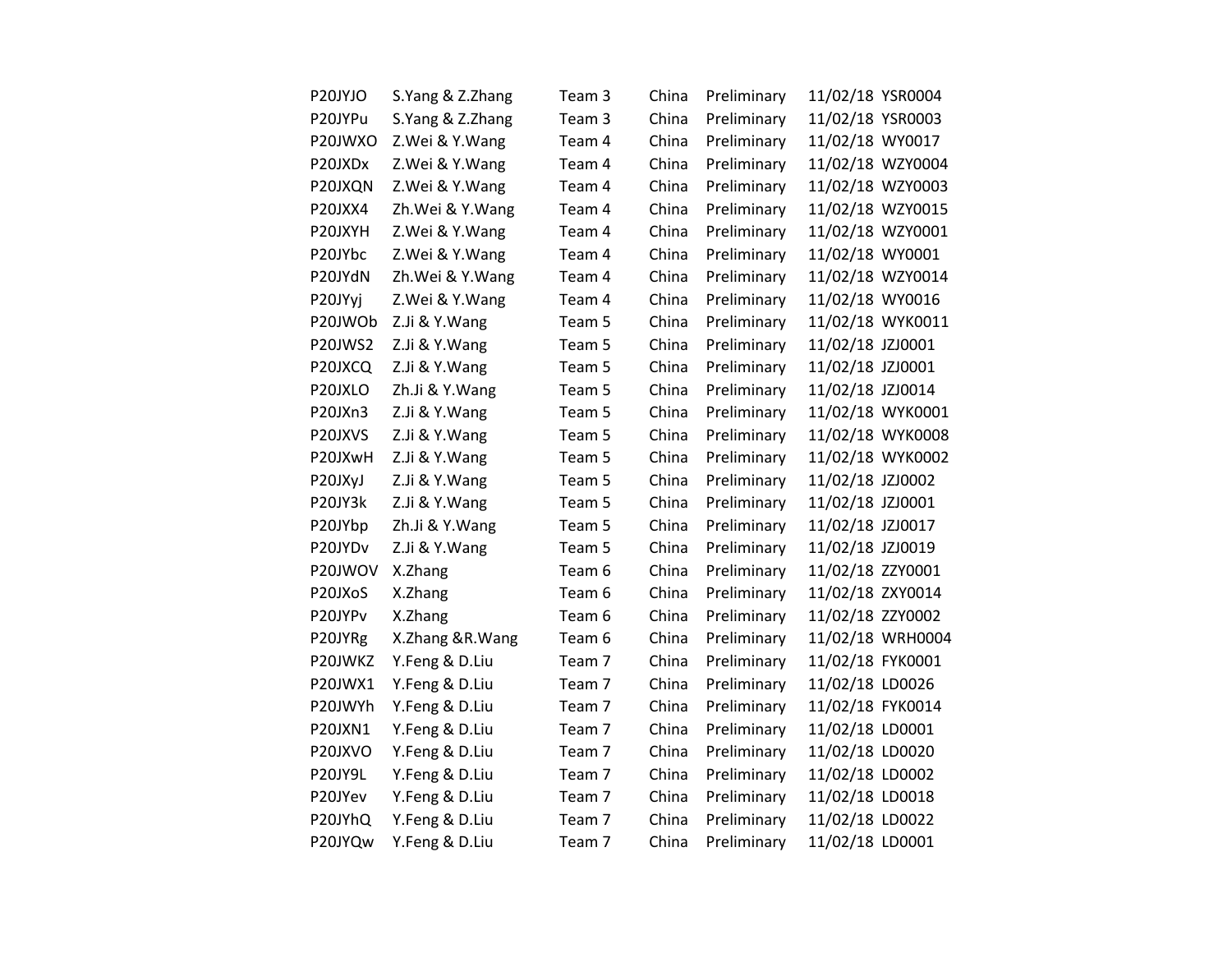| | | | | | | |
|---|---|---|---|---|---|---|
| P20JYJO | S.Yang & Z.Zhang | Team 3 | China | Preliminary | 11/02/18 | YSR0004 |
| P20JYPu | S.Yang & Z.Zhang | Team 3 | China | Preliminary | 11/02/18 | YSR0003 |
| P20JWXO | Z.Wei & Y.Wang | Team 4 | China | Preliminary | 11/02/18 | WY0017 |
| P20JXDx | Z.Wei & Y.Wang | Team 4 | China | Preliminary | 11/02/18 | WZY0004 |
| P20JXQN | Z.Wei & Y.Wang | Team 4 | China | Preliminary | 11/02/18 | WZY0003 |
| P20JXX4 | Zh.Wei & Y.Wang | Team 4 | China | Preliminary | 11/02/18 | WZY0015 |
| P20JXYH | Z.Wei & Y.Wang | Team 4 | China | Preliminary | 11/02/18 | WZY0001 |
| P20JYbc | Z.Wei & Y.Wang | Team 4 | China | Preliminary | 11/02/18 | WY0001 |
| P20JYdN | Zh.Wei & Y.Wang | Team 4 | China | Preliminary | 11/02/18 | WZY0014 |
| P20JYyj | Z.Wei & Y.Wang | Team 4 | China | Preliminary | 11/02/18 | WY0016 |
| P20JWOb | Z.Ji & Y.Wang | Team 5 | China | Preliminary | 11/02/18 | WYK0011 |
| P20JWS2 | Z.Ji & Y.Wang | Team 5 | China | Preliminary | 11/02/18 | JZJ0001 |
| P20JXCQ | Z.Ji & Y.Wang | Team 5 | China | Preliminary | 11/02/18 | JZJ0001 |
| P20JXLO | Zh.Ji & Y.Wang | Team 5 | China | Preliminary | 11/02/18 | JZJ0014 |
| P20JXn3 | Z.Ji & Y.Wang | Team 5 | China | Preliminary | 11/02/18 | WYK0001 |
| P20JXVS | Z.Ji & Y.Wang | Team 5 | China | Preliminary | 11/02/18 | WYK0008 |
| P20JXwH | Z.Ji & Y.Wang | Team 5 | China | Preliminary | 11/02/18 | WYK0002 |
| P20JXyJ | Z.Ji & Y.Wang | Team 5 | China | Preliminary | 11/02/18 | JZJ0002 |
| P20JY3k | Z.Ji & Y.Wang | Team 5 | China | Preliminary | 11/02/18 | JZJ0001 |
| P20JYbp | Zh.Ji & Y.Wang | Team 5 | China | Preliminary | 11/02/18 | JZJ0017 |
| P20JYDv | Z.Ji & Y.Wang | Team 5 | China | Preliminary | 11/02/18 | JZJ0019 |
| P20JWOV | X.Zhang | Team 6 | China | Preliminary | 11/02/18 | ZZY0001 |
| P20JXoS | X.Zhang | Team 6 | China | Preliminary | 11/02/18 | ZXY0014 |
| P20JYPv | X.Zhang | Team 6 | China | Preliminary | 11/02/18 | ZZY0002 |
| P20JYRg | X.Zhang &R.Wang | Team 6 | China | Preliminary | 11/02/18 | WRH0004 |
| P20JWKZ | Y.Feng & D.Liu | Team 7 | China | Preliminary | 11/02/18 | FYK0001 |
| P20JWX1 | Y.Feng & D.Liu | Team 7 | China | Preliminary | 11/02/18 | LD0026 |
| P20JWYh | Y.Feng & D.Liu | Team 7 | China | Preliminary | 11/02/18 | FYK0014 |
| P20JXN1 | Y.Feng & D.Liu | Team 7 | China | Preliminary | 11/02/18 | LD0001 |
| P20JXVO | Y.Feng & D.Liu | Team 7 | China | Preliminary | 11/02/18 | LD0020 |
| P20JY9L | Y.Feng & D.Liu | Team 7 | China | Preliminary | 11/02/18 | LD0002 |
| P20JYev | Y.Feng & D.Liu | Team 7 | China | Preliminary | 11/02/18 | LD0018 |
| P20JYhQ | Y.Feng & D.Liu | Team 7 | China | Preliminary | 11/02/18 | LD0022 |
| P20JYQw | Y.Feng & D.Liu | Team 7 | China | Preliminary | 11/02/18 | LD0001 |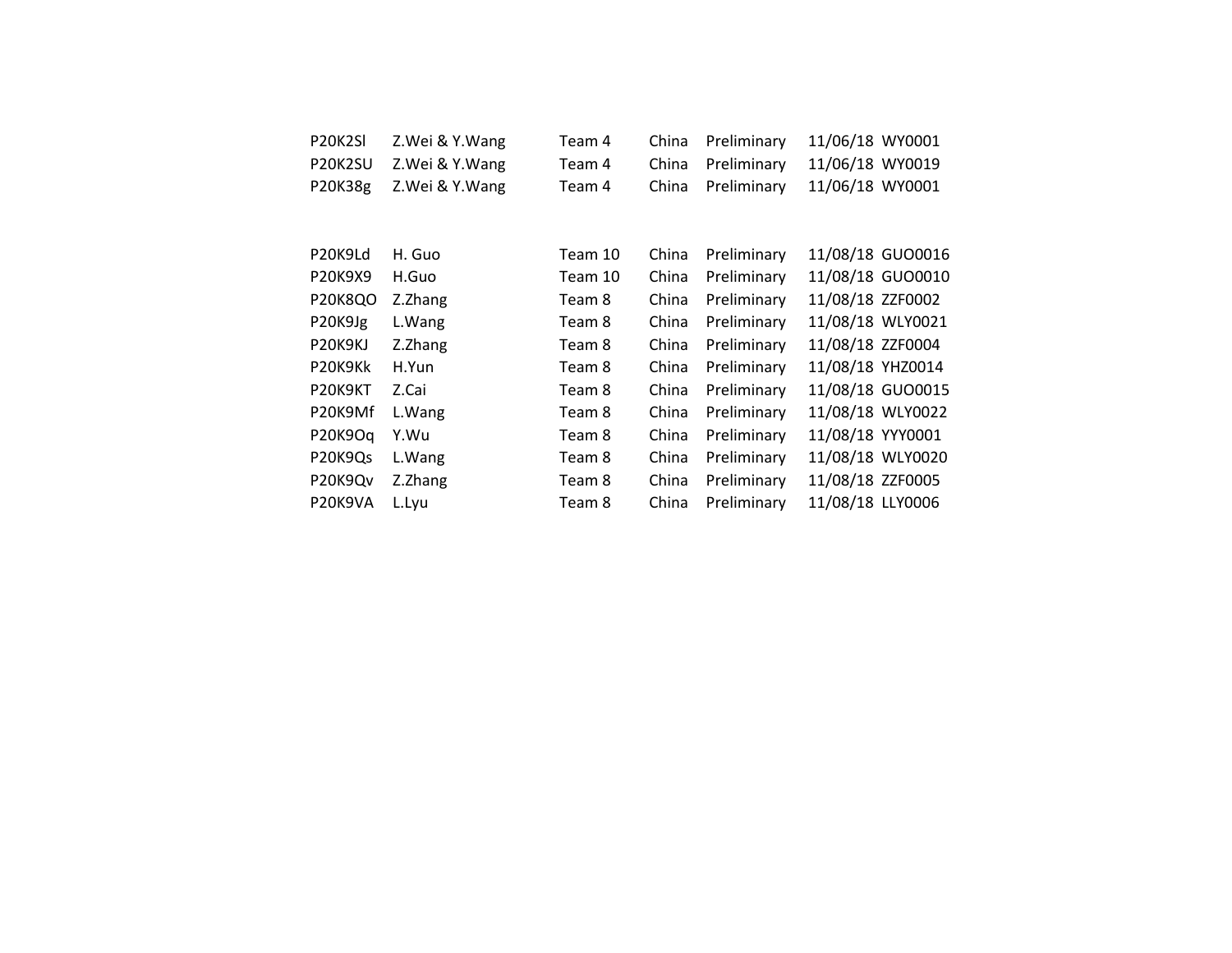| | | | | | | |
|---|---|---|---|---|---|---|
| P20K2Sl | Z.Wei & Y.Wang | Team 4 | China | Preliminary | 11/06/18 | WY0001 |
| P20K2SU | Z.Wei & Y.Wang | Team 4 | China | Preliminary | 11/06/18 | WY0019 |
| P20K38g | Z.Wei & Y.Wang | Team 4 | China | Preliminary | 11/06/18 | WY0001 |

| | | | | | | |
|---|---|---|---|---|---|---|
| P20K9Ld | H. Guo | Team 10 | China | Preliminary | 11/08/18 | GUO0016 |
| P20K9X9 | H.Guo | Team 10 | China | Preliminary | 11/08/18 | GUO0010 |
| P20K8QO | Z.Zhang | Team 8 | China | Preliminary | 11/08/18 | ZZF0002 |
| P20K9Jg | L.Wang | Team 8 | China | Preliminary | 11/08/18 | WLY0021 |
| P20K9KJ | Z.Zhang | Team 8 | China | Preliminary | 11/08/18 | ZZF0004 |
| P20K9Kk | H.Yun | Team 8 | China | Preliminary | 11/08/18 | YHZ0014 |
| P20K9KT | Z.Cai | Team 8 | China | Preliminary | 11/08/18 | GUO0015 |
| P20K9Mf | L.Wang | Team 8 | China | Preliminary | 11/08/18 | WLY0022 |
| P20K9Oq | Y.Wu | Team 8 | China | Preliminary | 11/08/18 | YYY0001 |
| P20K9Qs | L.Wang | Team 8 | China | Preliminary | 11/08/18 | WLY0020 |
| P20K9Qv | Z.Zhang | Team 8 | China | Preliminary | 11/08/18 | ZZF0005 |
| P20K9VA | L.Lyu | Team 8 | China | Preliminary | 11/08/18 | LLY0006 |